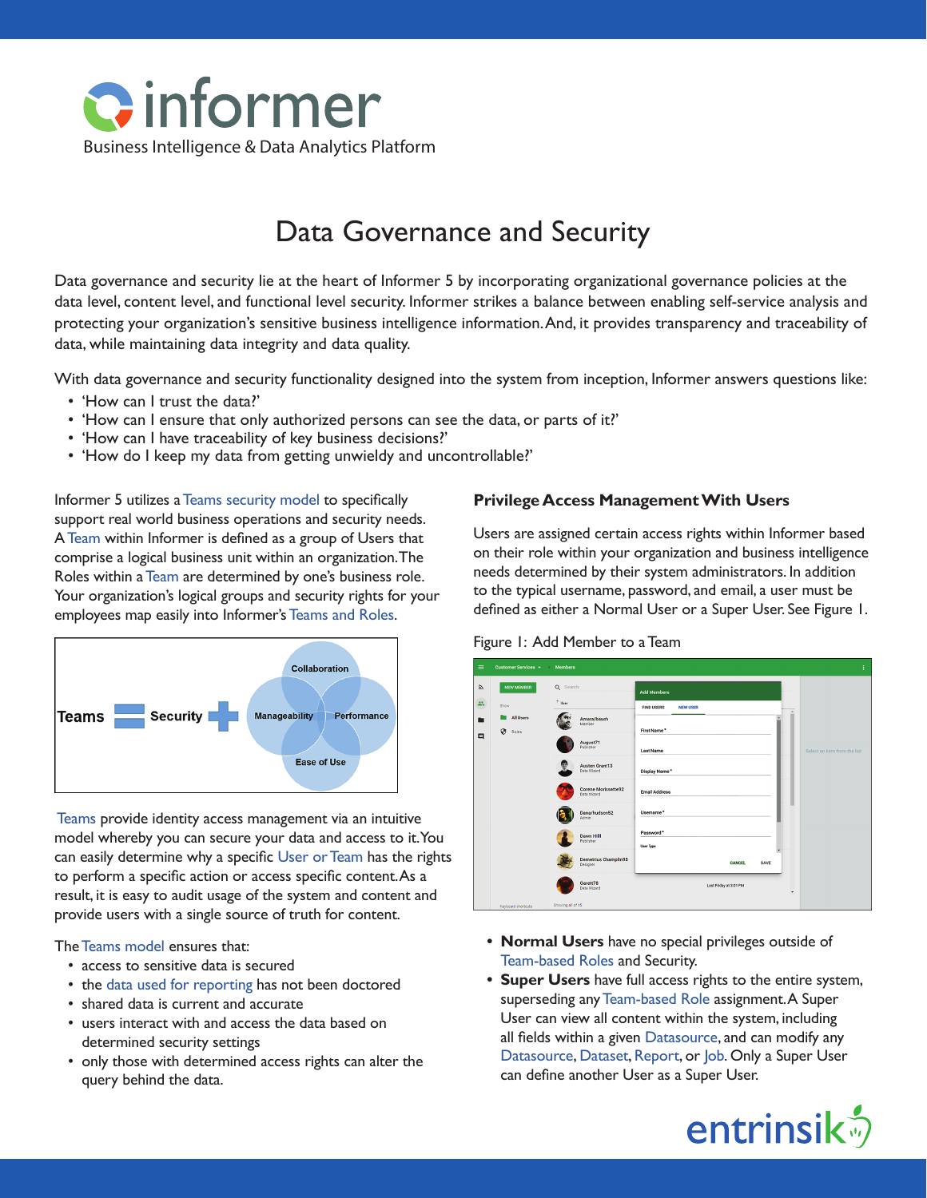informer

Business Intelligence & Data Analytics Platform

# Data Governance and Security

Data governance and security lie at the heart of Informer 5 by incorporating organizational governance policies at the data level, content level, and functional level security. Informer strikes a balance between enabling self-service analysis and protecting your organization's sensitive business intelligence information. And, it provides transparency and traceability of data, while maintaining data integrity and data quality.

With data governance and security functionality designed into the system from inception, Informer answers questions like:

- 'How can I trust the data?'
- 'How can I ensure that only authorized persons can see the data, or parts of it?'
- 'How can I have traceability of key business decisions?'
- 'How do I keep my data from getting unwieldy and uncontrollable?'

Informer 5 utilizes a Teams security model to specifically support real world business operations and security needs. A Team within Informer is defined as a group of Users that comprise a logical business unit within an organization. The Roles within a Team are determined by one's business role. Your organization's logical groups and security rights for your employees map easily into Informer's Teams and Roles.

Teams = Security + Collaboration, Manageability, Performance, Ease of Use

Teams provide identity access management via an intuitive model whereby you can secure your data and access to it. You can easily determine why a specific User or Team has the rights to perform a specific action or access specific content. As a result, it is easy to audit usage of the system and content and provide users with a single source of truth for content.

The Teams model ensures that:

- access to sensitive data is secured
- the data used for reporting has not been doctored
- shared data is current and accurate
- users interact with and access the data based on determined security settings
- only those with determined access rights can alter the query behind the data.

## Privilege Access Management With Users

Users are assigned certain access rights within Informer based on their role within your organization and business intelligence needs determined by their system administrators. In addition to the typical username, password, and email, a user must be defined as either a Normal User or a Super User. See Figure 1.

Figure 1: Add Member to a Team

- **Normal Users** have no special privileges outside of Team-based Roles and Security.
- **Super Users** have full access rights to the entire system, superseding any Team-based Role assignment. A Super User can view all content within the system, including all fields within a given Datasource, and can modify any Datasource, Dataset, Report, or Job. Only a Super User can define another User as a Super User.

entrinsik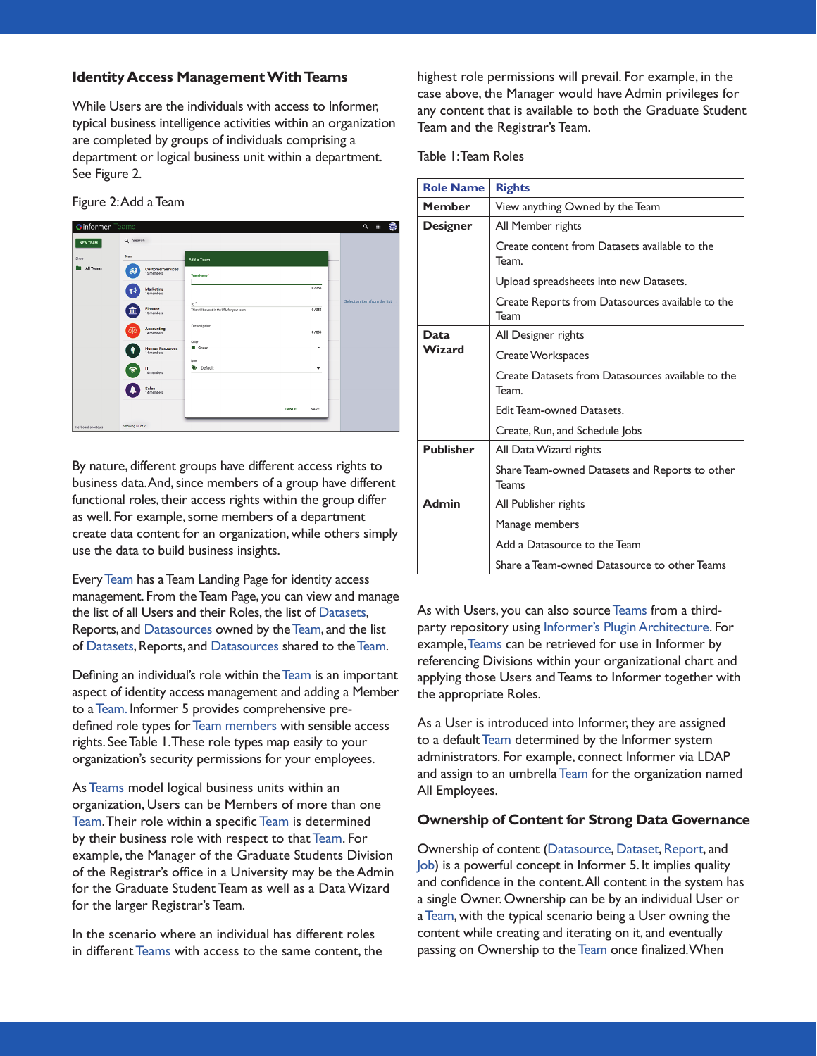## Identity Access Management With Teams

While Users are the individuals with access to Informer, typical business intelligence activities within an organization are completed by groups of individuals comprising a department or logical business unit within a department. See Figure 2.

Figure 2: Add a Team

By nature, different groups have different access rights to business data. And, since members of a group have different functional roles, their access rights within the group differ as well. For example, some members of a department create data content for an organization, while others simply use the data to build business insights.

Every Team has a Team Landing Page for identity access management. From the Team Page, you can view and manage the list of all Users and their Roles, the list of Datasets, Reports, and Datasources owned by the Team, and the list of Datasets, Reports, and Datasources shared to the Team.

Defining an individual's role within the Team is an important aspect of identity access management and adding a Member to a Team. Informer 5 provides comprehensive pre-defined role types for Team members with sensible access rights. See Table 1. These role types map easily to your organization's security permissions for your employees.

As Teams model logical business units within an organization, Users can be Members of more than one Team. Their role within a specific Team is determined by their business role with respect to that Team. For example, the Manager of the Graduate Students Division of the Registrar's office in a University may be the Admin for the Graduate Student Team as well as a Data Wizard for the larger Registrar's Team.

In the scenario where an individual has different roles in different Teams with access to the same content, the highest role permissions will prevail. For example, in the case above, the Manager would have Admin privileges for any content that is available to both the Graduate Student Team and the Registrar's Team.

Table 1: Team Roles

| Role Name | Rights |
|---|---|
| **Member** | View anything Owned by the Team |
| **Designer** | All Member rights<br>Create content from Datasets available to the Team.<br>Upload spreadsheets into new Datasets.<br>Create Reports from Datasources available to the Team |
| **Data Wizard** | All Designer rights<br>Create Workspaces<br>Create Datasets from Datasources available to the Team.<br>Edit Team-owned Datasets.<br>Create, Run, and Schedule Jobs |
| **Publisher** | All Data Wizard rights<br>Share Team-owned Datasets and Reports to other Teams |
| **Admin** | All Publisher rights<br>Manage members<br>Add a Datasource to the Team<br>Share a Team-owned Datasource to other Teams |

As with Users, you can also source Teams from a third-party repository using Informer's Plugin Architecture. For example, Teams can be retrieved for use in Informer by referencing Divisions within your organizational chart and applying those Users and Teams to Informer together with the appropriate Roles.

As a User is introduced into Informer, they are assigned to a default Team determined by the Informer system administrators. For example, connect Informer via LDAP and assign to an umbrella Team for the organization named All Employees.

## Ownership of Content for Strong Data Governance

Ownership of content (Datasource, Dataset, Report, and Job) is a powerful concept in Informer 5. It implies quality and confidence in the content. All content in the system has a single Owner. Ownership can be by an individual User or a Team, with the typical scenario being a User owning the content while creating and iterating on it, and eventually passing on Ownership to the Team once finalized. When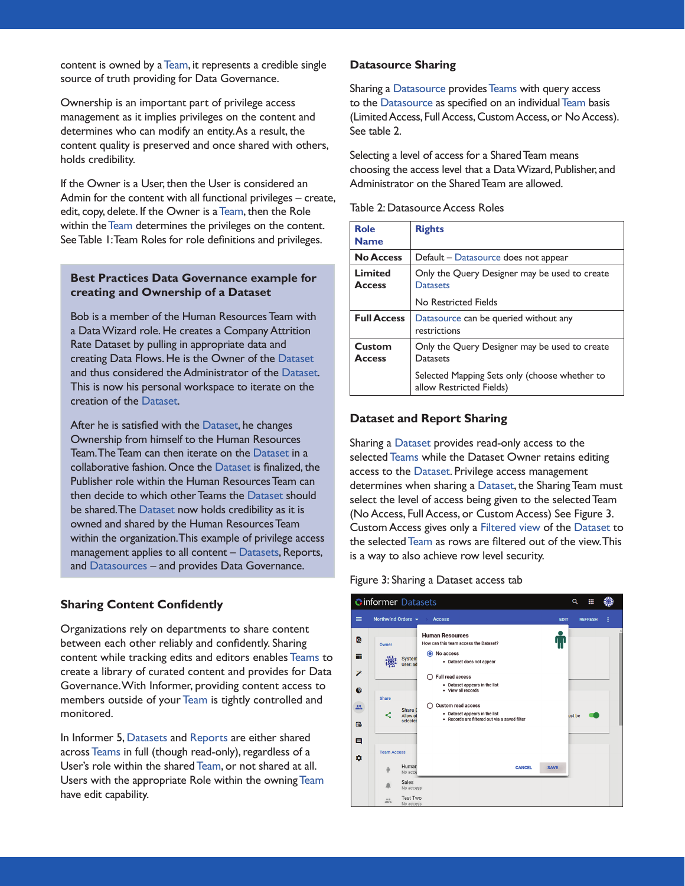content is owned by a Team, it represents a credible single source of truth providing for Data Governance.

Ownership is an important part of privilege access management as it implies privileges on the content and determines who can modify an entity. As a result, the content quality is preserved and once shared with others, holds credibility.

If the Owner is a User, then the User is considered an Admin for the content with all functional privileges – create, edit, copy, delete. If the Owner is a Team, then the Role within the Team determines the privileges on the content. See Table 1: Team Roles for role definitions and privileges.

### Best Practices Data Governance example for creating and Ownership of a Dataset

Bob is a member of the Human Resources Team with a Data Wizard role. He creates a Company Attrition Rate Dataset by pulling in appropriate data and creating Data Flows. He is the Owner of the Dataset and thus considered the Administrator of the Dataset. This is now his personal workspace to iterate on the creation of the Dataset.

After he is satisfied with the Dataset, he changes Ownership from himself to the Human Resources Team. The Team can then iterate on the Dataset in a collaborative fashion. Once the Dataset is finalized, the Publisher role within the Human Resources Team can then decide to which other Teams the Dataset should be shared. The Dataset now holds credibility as it is owned and shared by the Human Resources Team within the organization. This example of privilege access management applies to all content – Datasets, Reports, and Datasources – and provides Data Governance.

## Sharing Content Confidently

Organizations rely on departments to share content between each other reliably and confidently. Sharing content while tracking edits and editors enables Teams to create a library of curated content and provides for Data Governance. With Informer, providing content access to members outside of your Team is tightly controlled and monitored.

In Informer 5, Datasets and Reports are either shared across Teams in full (though read-only), regardless of a User's role within the shared Team, or not shared at all. Users with the appropriate Role within the owning Team have edit capability.

## Datasource Sharing

Sharing a Datasource provides Teams with query access to the Datasource as specified on an individual Team basis (Limited Access, Full Access, Custom Access, or No Access). See table 2.

Selecting a level of access for a Shared Team means choosing the access level that a Data Wizard, Publisher, and Administrator on the Shared Team are allowed.

Table 2: Datasource Access Roles

| Role Name | Rights |
|---|---|
| **No Access** | Default – Datasource does not appear |
| **Limited Access** | Only the Query Designer may be used to create Datasets<br><br>No Restricted Fields |
| **Full Access** | Datasource can be queried without any restrictions |
| **Custom Access** | Only the Query Designer may be used to create Datasets<br><br>Selected Mapping Sets only (choose whether to allow Restricted Fields) |

## Dataset and Report Sharing

Sharing a Dataset provides read-only access to the selected Teams while the Dataset Owner retains editing access to the Dataset. Privilege access management determines when sharing a Dataset, the Sharing Team must select the level of access being given to the selected Team (No Access, Full Access, or Custom Access) See Figure 3. Custom Access gives only a Filtered view of the Dataset to the selected Team as rows are filtered out of the view. This is a way to also achieve row level security.

Figure 3: Sharing a Dataset access tab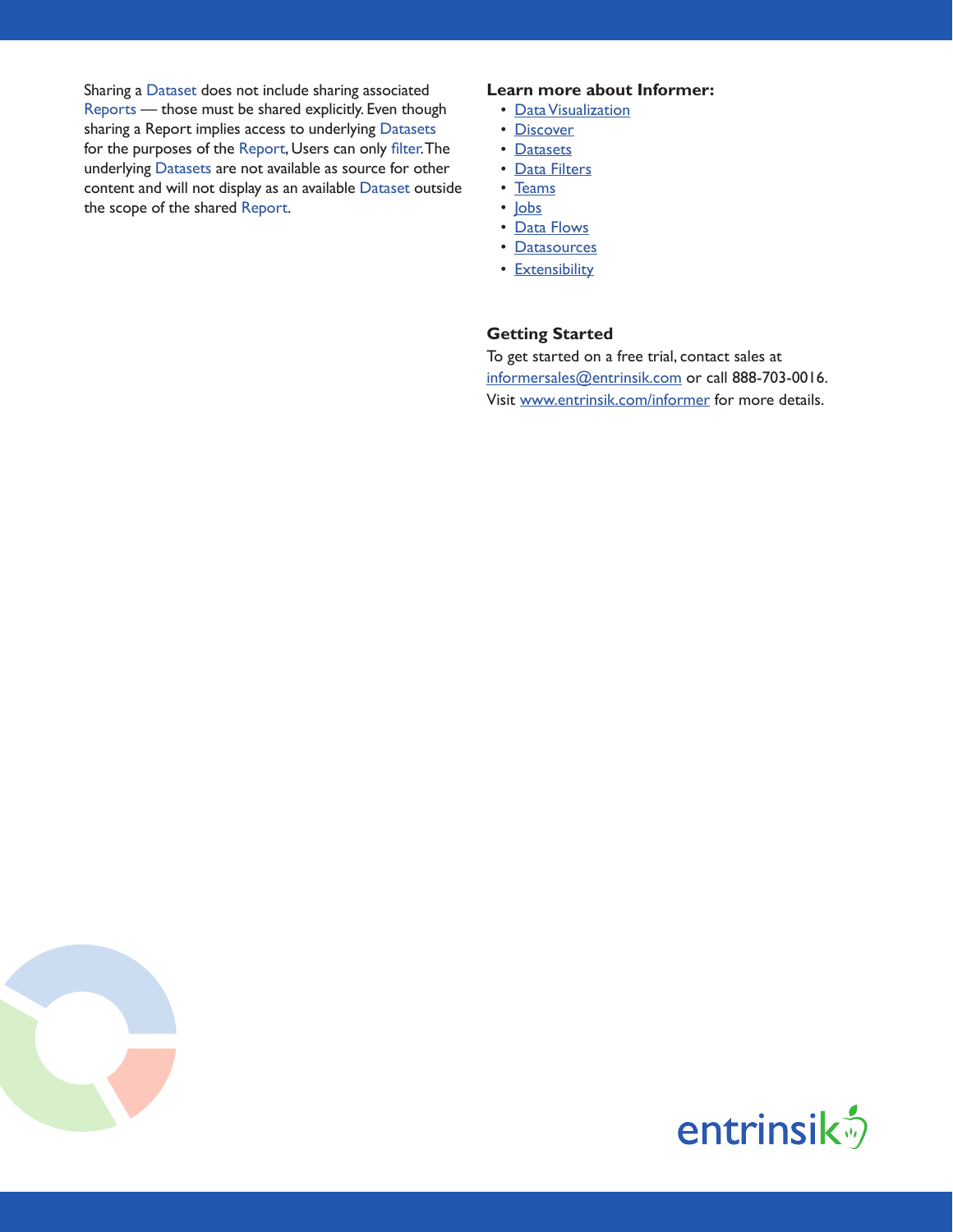Sharing a Dataset does not include sharing associated Reports — those must be shared explicitly. Even though sharing a Report implies access to underlying Datasets for the purposes of the Report, Users can only filter. The underlying Datasets are not available as source for other content and will not display as an available Dataset outside the scope of the shared Report.

**Learn more about Informer:**

- Data Visualization
- Discover
- Datasets
- Data Filters
- Teams
- Jobs
- Data Flows
- Datasources
- Extensibility

**Getting Started**

To get started on a free trial, contact sales at informersales@entrinsik.com or call 888-703-0016. Visit www.entrinsik.com/informer for more details.

entrinsik